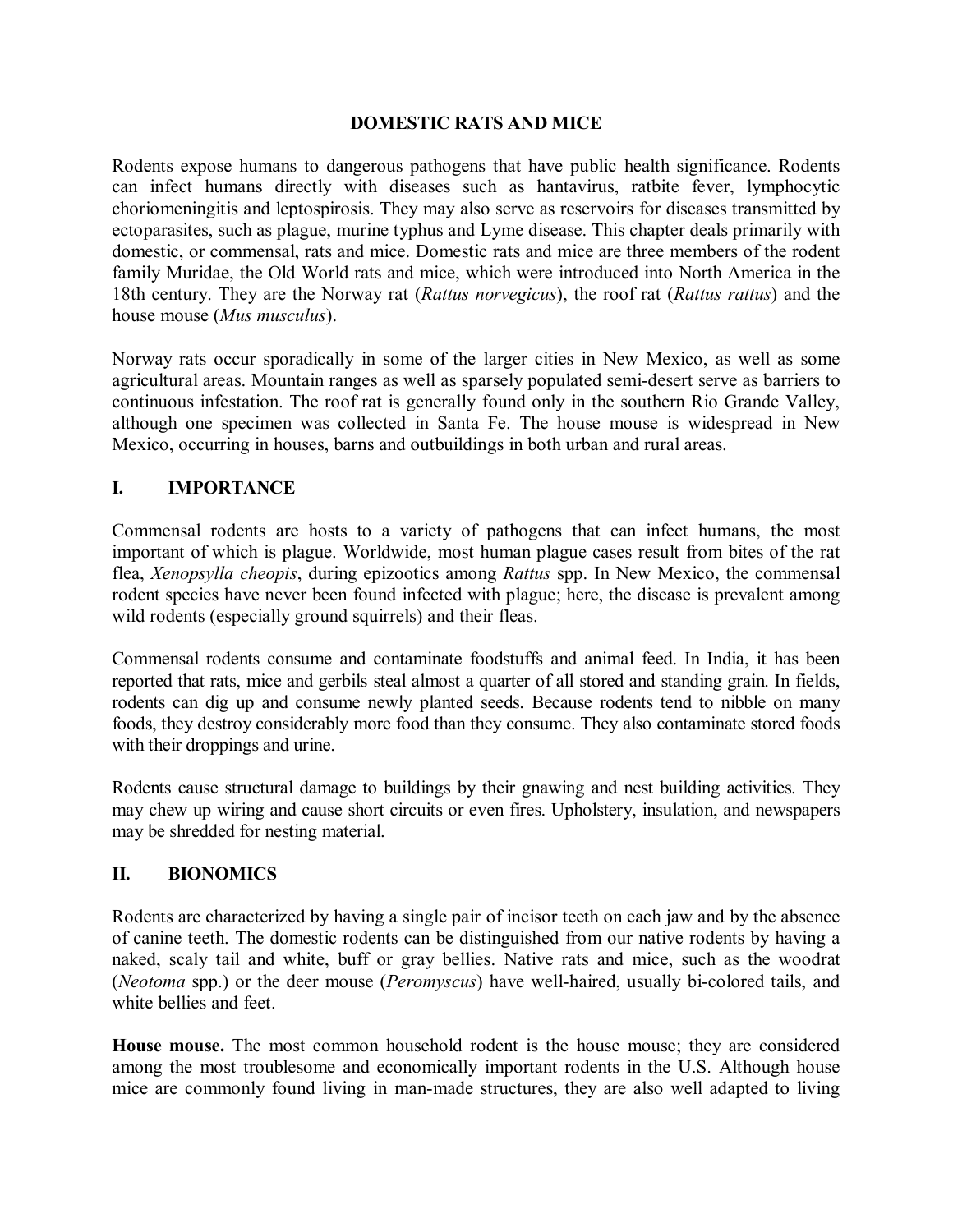# DOMESTIC RATS AND MICE

Rodents expose humans to dangerous pathogens that have public health significance. Rodents can infect humans directly with diseases such as hantavirus, ratbite fever, lymphocytic choriomeningitis and leptospirosis. They may also serve as reservoirs for diseases transmitted by ectoparasites, such as plague, murine typhus and Lyme disease. This chapter deals primarily with domestic, or commensal, rats and mice. Domestic rats and mice are three members of the rodent family Muridae, the Old World rats and mice, which were introduced into North America in the 18th century. They are the Norway rat (*Rattus norvegicus*), the roof rat (*Rattus rattus*) and the house mouse (*Mus musculus*).

Norway rats occur sporadically in some of the larger cities in New Mexico, as well as some agricultural areas. Mountain ranges as well as sparsely populated semi-desert serve as barriers to continuous infestation. The roof rat is generally found only in the southern Rio Grande Valley, although one specimen was collected in Santa Fe. The house mouse is widespread in New Mexico, occurring in houses, barns and outbuildings in both urban and rural areas.

## I. IMPORTANCE

Commensal rodents are hosts to a variety of pathogens that can infect humans, the most important of which is plague. Worldwide, most human plague cases result from bites of the rat flea, *Xenopsylla cheopis*, during epizootics among *Rattus* spp. In New Mexico, the commensal rodent species have never been found infected with plague; here, the disease is prevalent among wild rodents (especially ground squirrels) and their fleas.

Commensal rodents consume and contaminate foodstuffs and animal feed. In India, it has been reported that rats, mice and gerbils steal almost a quarter of all stored and standing grain. In fields, rodents can dig up and consume newly planted seeds. Because rodents tend to nibble on many foods, they destroy considerably more food than they consume. They also contaminate stored foods with their droppings and urine.

Rodents cause structural damage to buildings by their gnawing and nest building activities. They may chew up wiring and cause short circuits or even fires. Upholstery, insulation, and newspapers may be shredded for nesting material.

## II. BIONOMICS

Rodents are characterized by having a single pair of incisor teeth on each jaw and by the absence of canine teeth. The domestic rodents can be distinguished from our native rodents by having a naked, scaly tail and white, buff or gray bellies. Native rats and mice, such as the woodrat (*Neotoma* spp.) or the deer mouse (*Peromyscus*) have well-haired, usually bi-colored tails, and white bellies and feet.

**House mouse.** The most common household rodent is the house mouse; they are considered among the most troublesome and economically important rodents in the U.S. Although house mice are commonly found living in man-made structures, they are also well adapted to living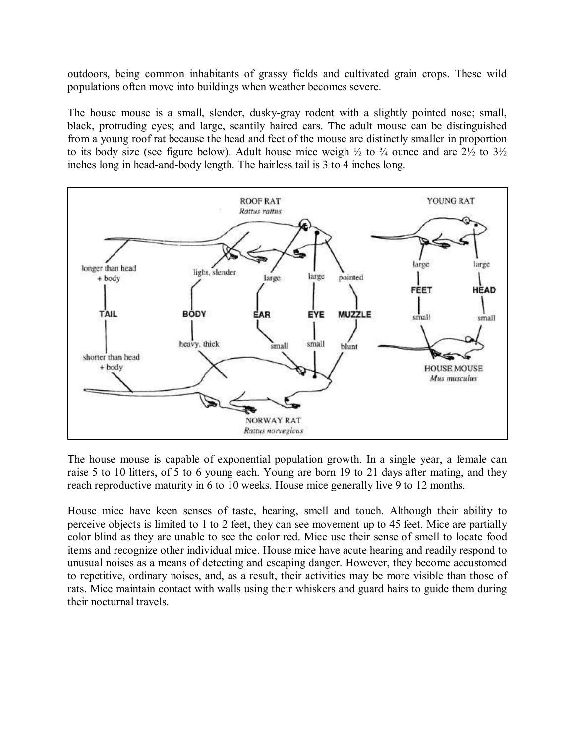outdoors, being common inhabitants of grassy fields and cultivated grain crops. These wild populations often move into buildings when weather becomes severe.

The house mouse is a small, slender, dusky-gray rodent with a slightly pointed nose; small, black, protruding eyes; and large, scantily haired ears. The adult mouse can be distinguished from a young roof rat because the head and feet of the mouse are distinctly smaller in proportion to its body size (see figure below). Adult house mice weigh ½ to ¾ ounce and are 2½ to 3½ inches long in head-and-body length. The hairless tail is 3 to 4 inches long.

The house mouse is capable of exponential population growth. In a single year, a female can raise 5 to 10 litters, of 5 to 6 young each. Young are born 19 to 21 days after mating, and they reach reproductive maturity in 6 to 10 weeks. House mice generally live 9 to 12 months.

House mice have keen senses of taste, hearing, smell and touch. Although their ability to perceive objects is limited to 1 to 2 feet, they can see movement up to 45 feet. Mice are partially color blind as they are unable to see the color red. Mice use their sense of smell to locate food items and recognize other individual mice. House mice have acute hearing and readily respond to unusual noises as a means of detecting and escaping danger. However, they become accustomed to repetitive, ordinary noises, and, as a result, their activities may be more visible than those of rats. Mice maintain contact with walls using their whiskers and guard hairs to guide them during their nocturnal travels.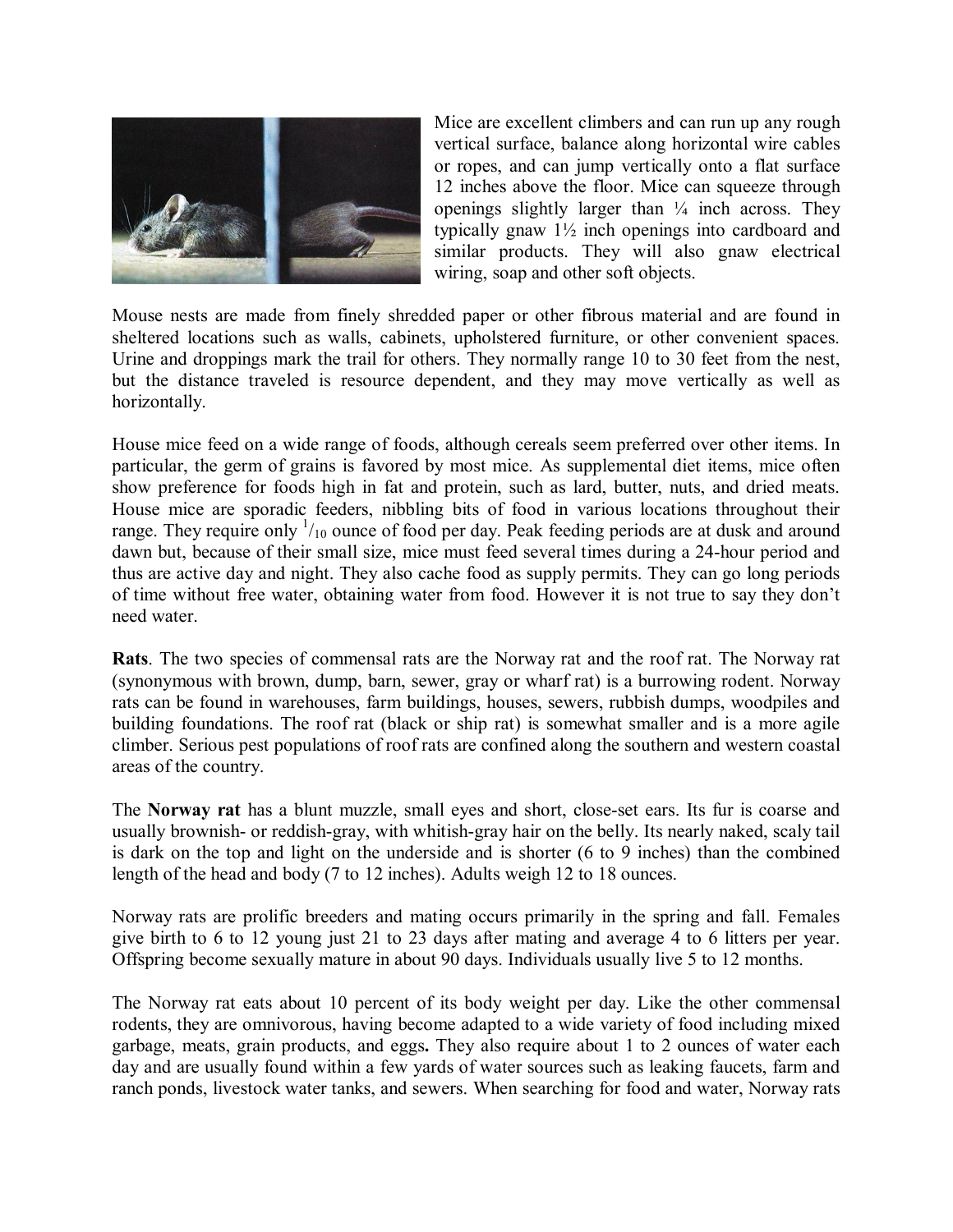Mice are excellent climbers and can run up any rough vertical surface, balance along horizontal wire cables or ropes, and can jump vertically onto a flat surface 12 inches above the floor. Mice can squeeze through openings slightly larger than ¼ inch across. They typically gnaw 1½ inch openings into cardboard and similar products. They will also gnaw electrical wiring, soap and other soft objects.

Mouse nests are made from finely shredded paper or other fibrous material and are found in sheltered locations such as walls, cabinets, upholstered furniture, or other convenient spaces. Urine and droppings mark the trail for others. They normally range 10 to 30 feet from the nest, but the distance traveled is resource dependent, and they may move vertically as well as horizontally.

House mice feed on a wide range of foods, although cereals seem preferred over other items. In particular, the germ of grains is favored by most mice. As supplemental diet items, mice often show preference for foods high in fat and protein, such as lard, butter, nuts, and dried meats. House mice are sporadic feeders, nibbling bits of food in various locations throughout their range. They require only $^{1}/_{10}$ ounce of food per day. Peak feeding periods are at dusk and around dawn but, because of their small size, mice must feed several times during a 24-hour period and thus are active day and night. They also cache food as supply permits. They can go long periods of time without free water, obtaining water from food. However it is not true to say they don't need water.

**Rats**. The two species of commensal rats are the Norway rat and the roof rat. The Norway rat (synonymous with brown, dump, barn, sewer, gray or wharf rat) is a burrowing rodent. Norway rats can be found in warehouses, farm buildings, houses, sewers, rubbish dumps, woodpiles and building foundations. The roof rat (black or ship rat) is somewhat smaller and is a more agile climber. Serious pest populations of roof rats are confined along the southern and western coastal areas of the country.

The **Norway rat** has a blunt muzzle, small eyes and short, close-set ears. Its fur is coarse and usually brownish- or reddish-gray, with whitish-gray hair on the belly. Its nearly naked, scaly tail is dark on the top and light on the underside and is shorter (6 to 9 inches) than the combined length of the head and body (7 to 12 inches). Adults weigh 12 to 18 ounces.

Norway rats are prolific breeders and mating occurs primarily in the spring and fall. Females give birth to 6 to 12 young just 21 to 23 days after mating and average 4 to 6 litters per year. Offspring become sexually mature in about 90 days. Individuals usually live 5 to 12 months.

The Norway rat eats about 10 percent of its body weight per day. Like the other commensal rodents, they are omnivorous, having become adapted to a wide variety of food including mixed garbage, meats, grain products, and eggs**.** They also require about 1 to 2 ounces of water each day and are usually found within a few yards of water sources such as leaking faucets, farm and ranch ponds, livestock water tanks, and sewers. When searching for food and water, Norway rats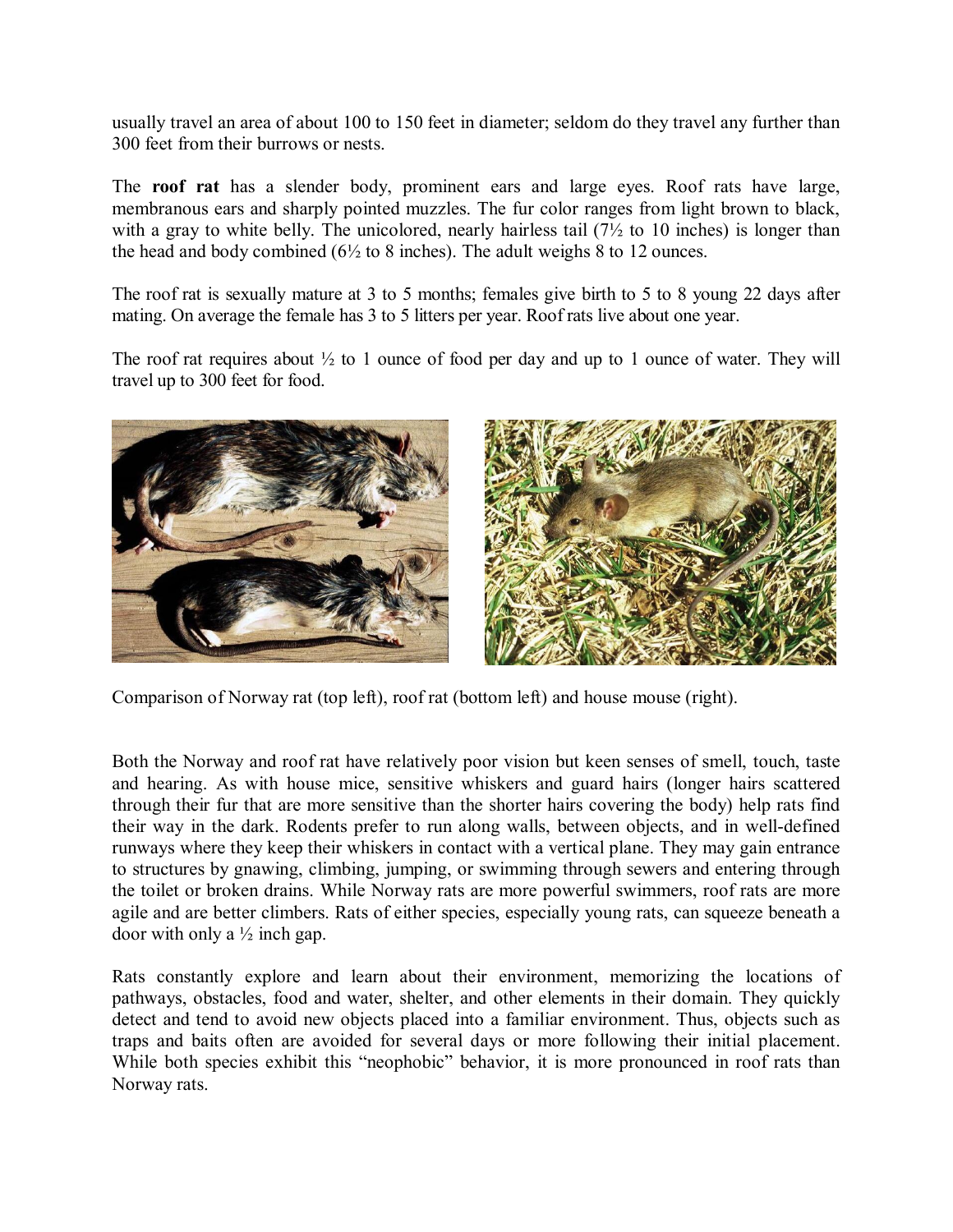usually travel an area of about 100 to 150 feet in diameter; seldom do they travel any further than 300 feet from their burrows or nests.

The **roof rat** has a slender body, prominent ears and large eyes. Roof rats have large, membranous ears and sharply pointed muzzles. The fur color ranges from light brown to black, with a gray to white belly. The unicolored, nearly hairless tail (7½ to 10 inches) is longer than the head and body combined (6½ to 8 inches). The adult weighs 8 to 12 ounces.

The roof rat is sexually mature at 3 to 5 months; females give birth to 5 to 8 young 22 days after mating. On average the female has 3 to 5 litters per year. Roof rats live about one year.

The roof rat requires about ½ to 1 ounce of food per day and up to 1 ounce of water. They will travel up to 300 feet for food.

Comparison of Norway rat (top left), roof rat (bottom left) and house mouse (right).

Both the Norway and roof rat have relatively poor vision but keen senses of smell, touch, taste and hearing. As with house mice, sensitive whiskers and guard hairs (longer hairs scattered through their fur that are more sensitive than the shorter hairs covering the body) help rats find their way in the dark. Rodents prefer to run along walls, between objects, and in well-defined runways where they keep their whiskers in contact with a vertical plane. They may gain entrance to structures by gnawing, climbing, jumping, or swimming through sewers and entering through the toilet or broken drains. While Norway rats are more powerful swimmers, roof rats are more agile and are better climbers. Rats of either species, especially young rats, can squeeze beneath a door with only a ½ inch gap.

Rats constantly explore and learn about their environment, memorizing the locations of pathways, obstacles, food and water, shelter, and other elements in their domain. They quickly detect and tend to avoid new objects placed into a familiar environment. Thus, objects such as traps and baits often are avoided for several days or more following their initial placement. While both species exhibit this "neophobic" behavior, it is more pronounced in roof rats than Norway rats.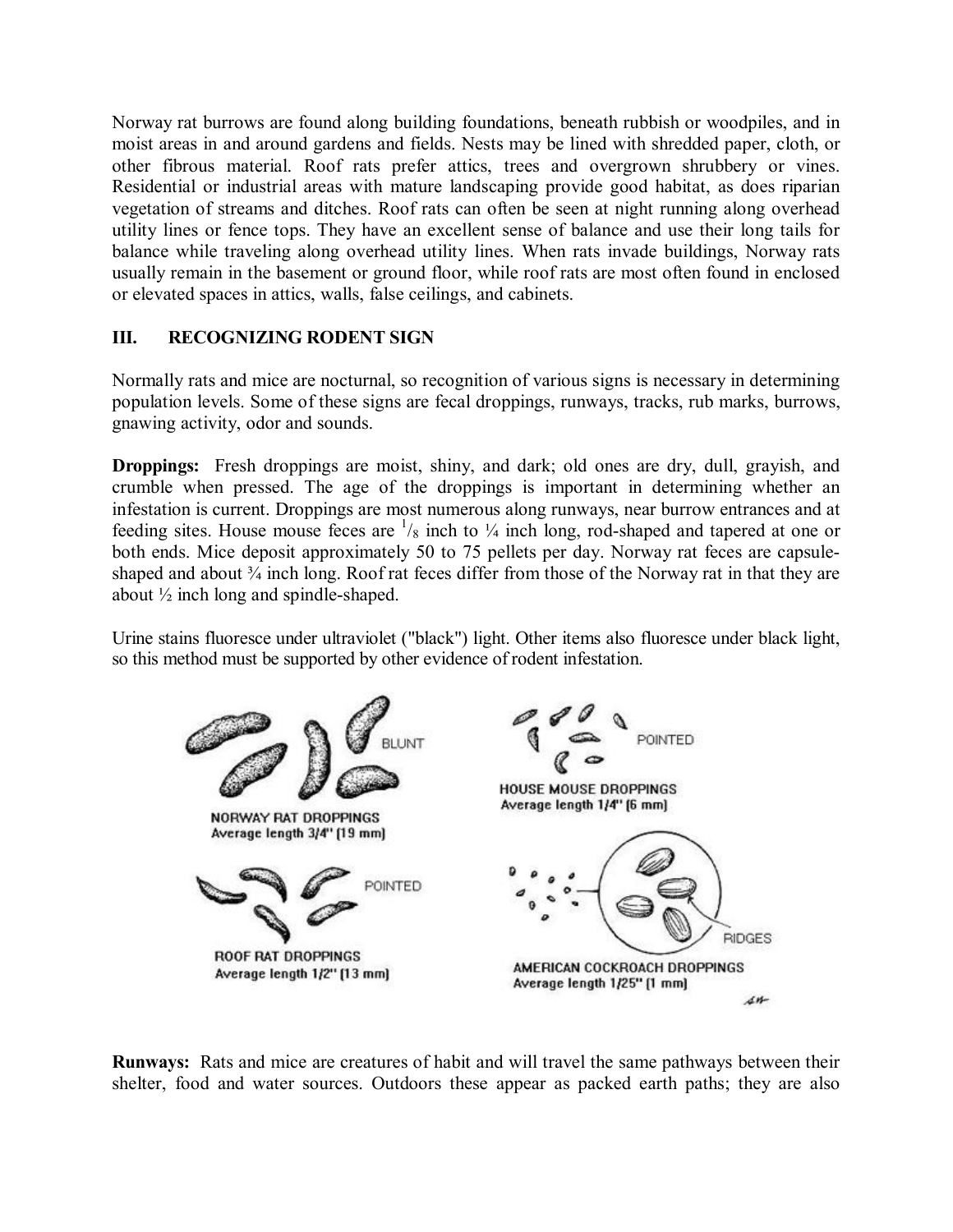Norway rat burrows are found along building foundations, beneath rubbish or woodpiles, and in moist areas in and around gardens and fields. Nests may be lined with shredded paper, cloth, or other fibrous material. Roof rats prefer attics, trees and overgrown shrubbery or vines. Residential or industrial areas with mature landscaping provide good habitat, as does riparian vegetation of streams and ditches. Roof rats can often be seen at night running along overhead utility lines or fence tops. They have an excellent sense of balance and use their long tails for balance while traveling along overhead utility lines. When rats invade buildings, Norway rats usually remain in the basement or ground floor, while roof rats are most often found in enclosed or elevated spaces in attics, walls, false ceilings, and cabinets.

## III. RECOGNIZING RODENT SIGN

Normally rats and mice are nocturnal, so recognition of various signs is necessary in determining population levels. Some of these signs are fecal droppings, runways, tracks, rub marks, burrows, gnawing activity, odor and sounds.

**Droppings:** Fresh droppings are moist, shiny, and dark; old ones are dry, dull, grayish, and crumble when pressed. The age of the droppings is important in determining whether an infestation is current. Droppings are most numerous along runways, near burrow entrances and at feeding sites. House mouse feces are $^{1}/_{8}$ inch to ¼ inch long, rod-shaped and tapered at one or both ends. Mice deposit approximately 50 to 75 pellets per day. Norway rat feces are capsule-shaped and about ¾ inch long. Roof rat feces differ from those of the Norway rat in that they are about ½ inch long and spindle-shaped.

Urine stains fluoresce under ultraviolet ("black") light. Other items also fluoresce under black light, so this method must be supported by other evidence of rodent infestation.

BLUNT

NORWAY RAT DROPPINGS
Average length 3/4" (19 mm)

POINTED

HOUSE MOUSE DROPPINGS
Average length 1/4" (6 mm)

POINTED

ROOF RAT DROPPINGS
Average length 1/2" (13 mm)

RIDGES

AMERICAN COCKROACH DROPPINGS
Average length 1/25" (1 mm)

**Runways:** Rats and mice are creatures of habit and will travel the same pathways between their shelter, food and water sources. Outdoors these appear as packed earth paths; they are also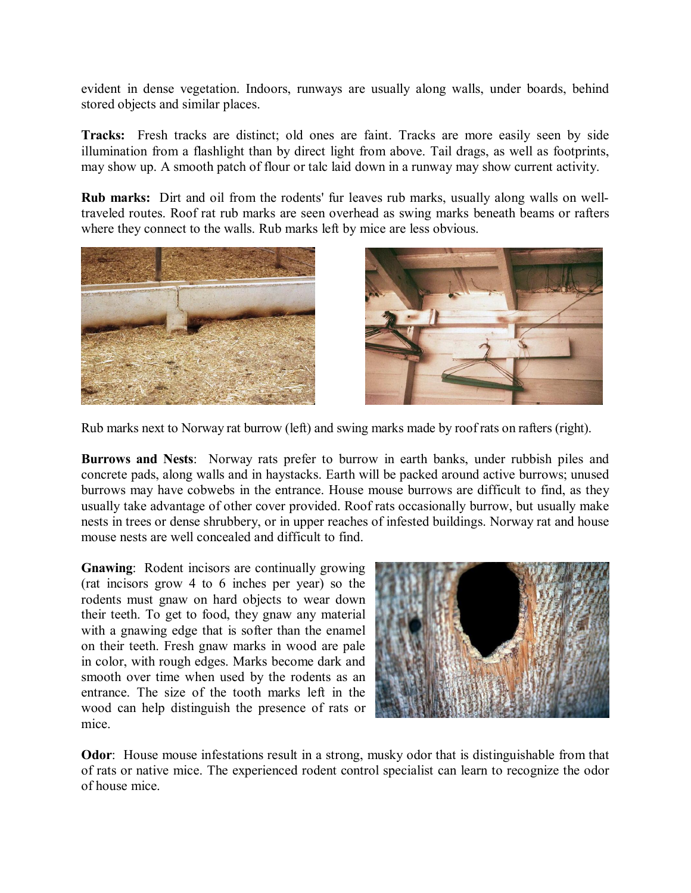evident in dense vegetation. Indoors, runways are usually along walls, under boards, behind stored objects and similar places.

**Tracks:** Fresh tracks are distinct; old ones are faint. Tracks are more easily seen by side illumination from a flashlight than by direct light from above. Tail drags, as well as footprints, may show up. A smooth patch of flour or talc laid down in a runway may show current activity.

**Rub marks:** Dirt and oil from the rodents' fur leaves rub marks, usually along walls on well-traveled routes. Roof rat rub marks are seen overhead as swing marks beneath beams or rafters where they connect to the walls. Rub marks left by mice are less obvious.

Rub marks next to Norway rat burrow (left) and swing marks made by roof rats on rafters (right).

**Burrows and Nests**: Norway rats prefer to burrow in earth banks, under rubbish piles and concrete pads, along walls and in haystacks. Earth will be packed around active burrows; unused burrows may have cobwebs in the entrance. House mouse burrows are difficult to find, as they usually take advantage of other cover provided. Roof rats occasionally burrow, but usually make nests in trees or dense shrubbery, or in upper reaches of infested buildings. Norway rat and house mouse nests are well concealed and difficult to find.

**Gnawing**: Rodent incisors are continually growing (rat incisors grow 4 to 6 inches per year) so the rodents must gnaw on hard objects to wear down their teeth. To get to food, they gnaw any material with a gnawing edge that is softer than the enamel on their teeth. Fresh gnaw marks in wood are pale in color, with rough edges. Marks become dark and smooth over time when used by the rodents as an entrance. The size of the tooth marks left in the wood can help distinguish the presence of rats or mice.

**Odor**: House mouse infestations result in a strong, musky odor that is distinguishable from that of rats or native mice. The experienced rodent control specialist can learn to recognize the odor of house mice.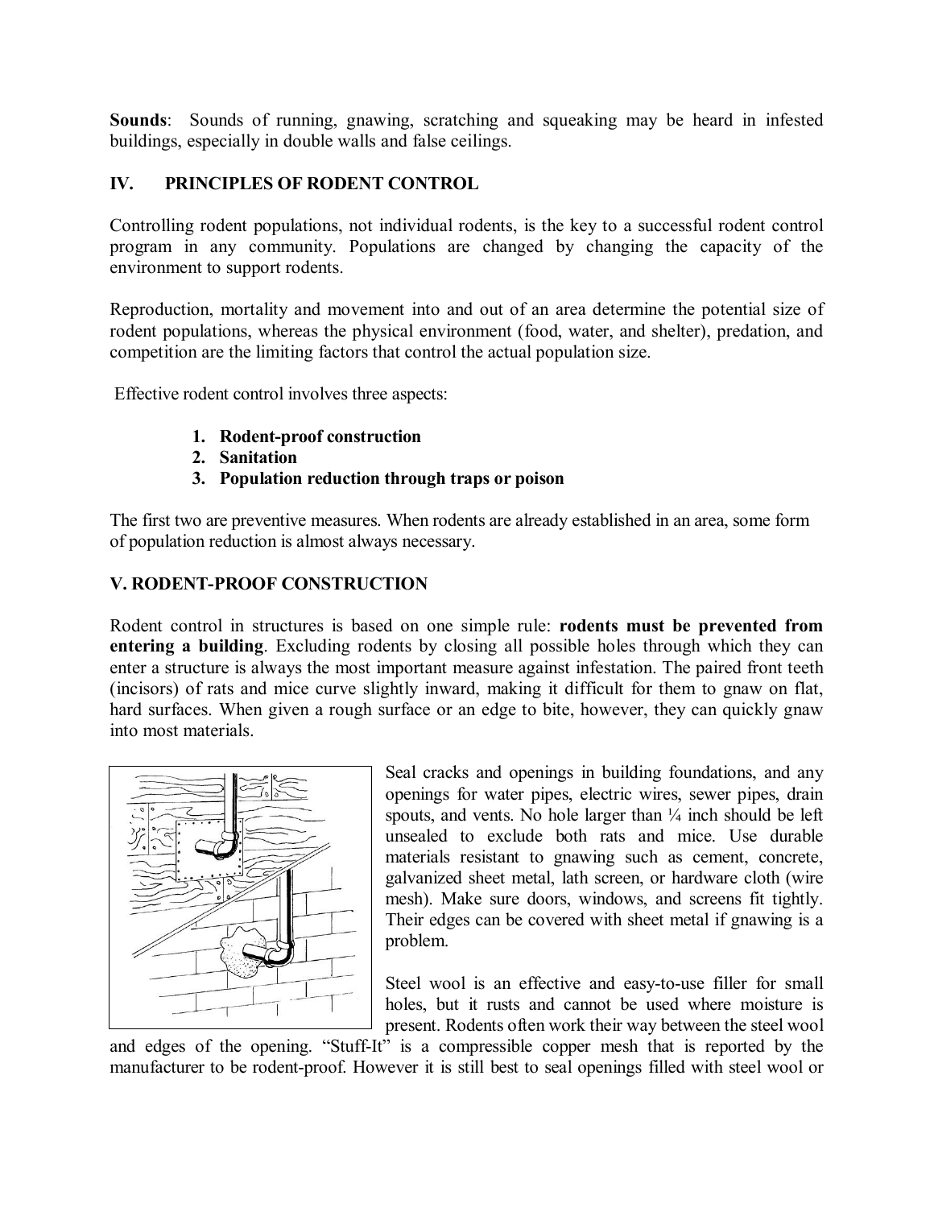**Sounds**: Sounds of running, gnawing, scratching and squeaking may be heard in infested buildings, especially in double walls and false ceilings.

## IV. PRINCIPLES OF RODENT CONTROL

Controlling rodent populations, not individual rodents, is the key to a successful rodent control program in any community. Populations are changed by changing the capacity of the environment to support rodents.

Reproduction, mortality and movement into and out of an area determine the potential size of rodent populations, whereas the physical environment (food, water, and shelter), predation, and competition are the limiting factors that control the actual population size.

Effective rodent control involves three aspects:

1. **Rodent-proof construction**
2. **Sanitation**
3. **Population reduction through traps or poison**

The first two are preventive measures. When rodents are already established in an area, some form of population reduction is almost always necessary.

## V. RODENT-PROOF CONSTRUCTION

Rodent control in structures is based on one simple rule: **rodents must be prevented from entering a building**. Excluding rodents by closing all possible holes through which they can enter a structure is always the most important measure against infestation. The paired front teeth (incisors) of rats and mice curve slightly inward, making it difficult for them to gnaw on flat, hard surfaces. When given a rough surface or an edge to bite, however, they can quickly gnaw into most materials.

Seal cracks and openings in building foundations, and any openings for water pipes, electric wires, sewer pipes, drain spouts, and vents. No hole larger than ¼ inch should be left unsealed to exclude both rats and mice. Use durable materials resistant to gnawing such as cement, concrete, galvanized sheet metal, lath screen, or hardware cloth (wire mesh). Make sure doors, windows, and screens fit tightly. Their edges can be covered with sheet metal if gnawing is a problem.

Steel wool is an effective and easy-to-use filler for small holes, but it rusts and cannot be used where moisture is present. Rodents often work their way between the steel wool and edges of the opening. "Stuff-It" is a compressible copper mesh that is reported by the manufacturer to be rodent-proof. However it is still best to seal openings filled with steel wool or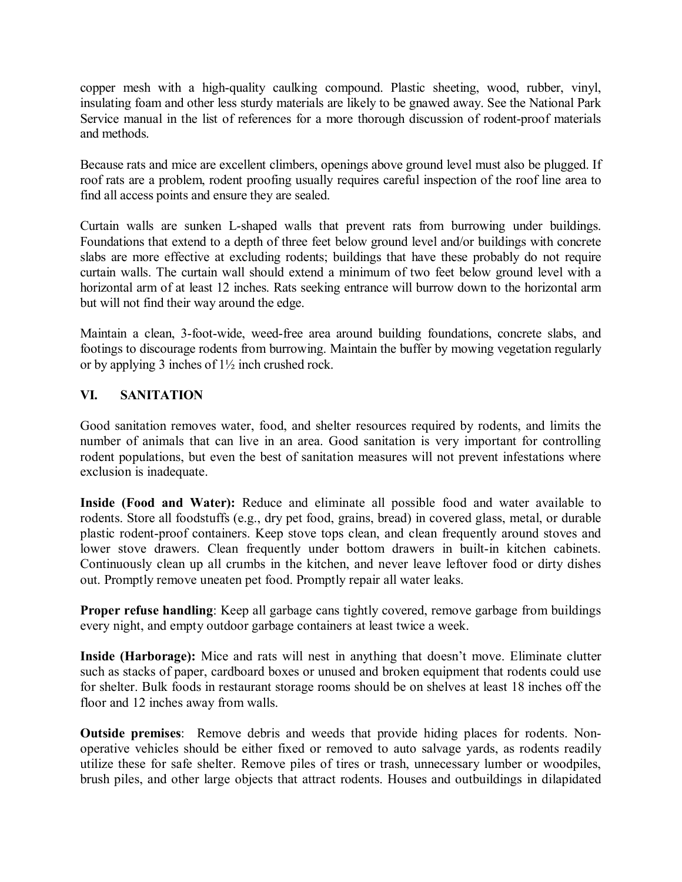copper mesh with a high-quality caulking compound. Plastic sheeting, wood, rubber, vinyl, insulating foam and other less sturdy materials are likely to be gnawed away. See the National Park Service manual in the list of references for a more thorough discussion of rodent-proof materials and methods.

Because rats and mice are excellent climbers, openings above ground level must also be plugged. If roof rats are a problem, rodent proofing usually requires careful inspection of the roof line area to find all access points and ensure they are sealed.

Curtain walls are sunken L-shaped walls that prevent rats from burrowing under buildings. Foundations that extend to a depth of three feet below ground level and/or buildings with concrete slabs are more effective at excluding rodents; buildings that have these probably do not require curtain walls. The curtain wall should extend a minimum of two feet below ground level with a horizontal arm of at least 12 inches. Rats seeking entrance will burrow down to the horizontal arm but will not find their way around the edge.

Maintain a clean, 3-foot-wide, weed-free area around building foundations, concrete slabs, and footings to discourage rodents from burrowing. Maintain the buffer by mowing vegetation regularly or by applying 3 inches of 1½ inch crushed rock.

## VI. SANITATION

Good sanitation removes water, food, and shelter resources required by rodents, and limits the number of animals that can live in an area. Good sanitation is very important for controlling rodent populations, but even the best of sanitation measures will not prevent infestations where exclusion is inadequate.

**Inside (Food and Water):** Reduce and eliminate all possible food and water available to rodents. Store all foodstuffs (e.g., dry pet food, grains, bread) in covered glass, metal, or durable plastic rodent-proof containers. Keep stove tops clean, and clean frequently around stoves and lower stove drawers. Clean frequently under bottom drawers in built-in kitchen cabinets. Continuously clean up all crumbs in the kitchen, and never leave leftover food or dirty dishes out. Promptly remove uneaten pet food. Promptly repair all water leaks.

**Proper refuse handling**: Keep all garbage cans tightly covered, remove garbage from buildings every night, and empty outdoor garbage containers at least twice a week.

**Inside (Harborage):** Mice and rats will nest in anything that doesn't move. Eliminate clutter such as stacks of paper, cardboard boxes or unused and broken equipment that rodents could use for shelter. Bulk foods in restaurant storage rooms should be on shelves at least 18 inches off the floor and 12 inches away from walls.

**Outside premises**: Remove debris and weeds that provide hiding places for rodents. Non-operative vehicles should be either fixed or removed to auto salvage yards, as rodents readily utilize these for safe shelter. Remove piles of tires or trash, unnecessary lumber or woodpiles, brush piles, and other large objects that attract rodents. Houses and outbuildings in dilapidated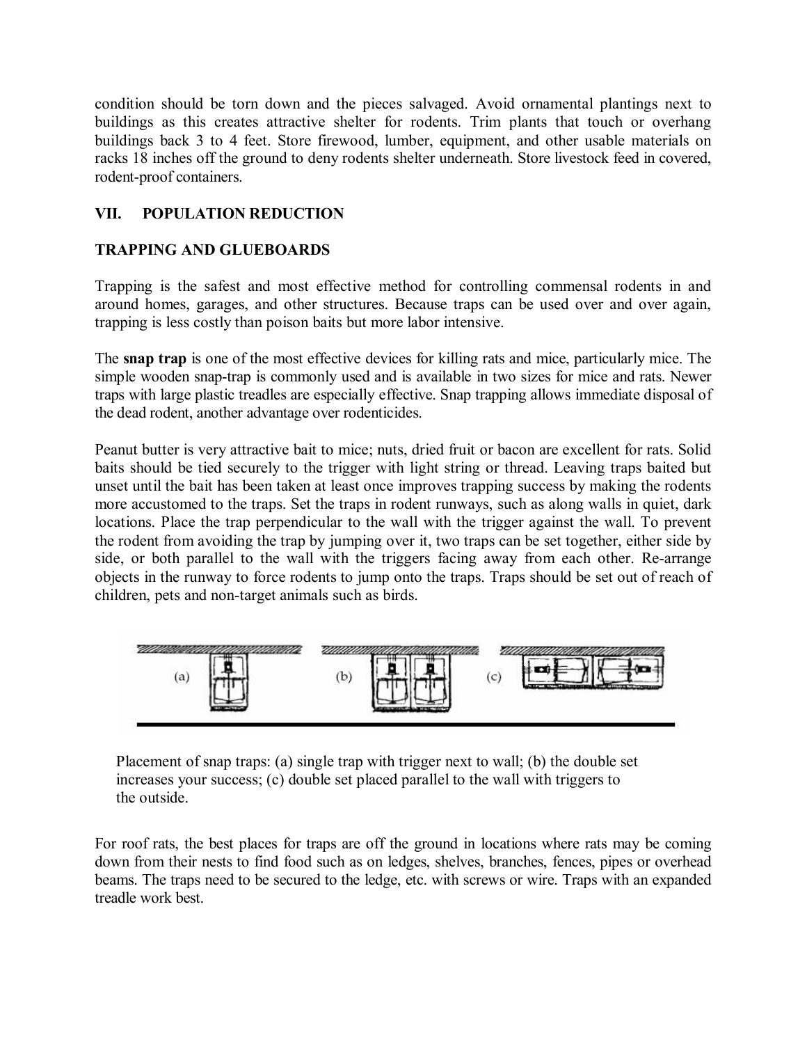condition should be torn down and the pieces salvaged. Avoid ornamental plantings next to buildings as this creates attractive shelter for rodents. Trim plants that touch or overhang buildings back 3 to 4 feet. Store firewood, lumber, equipment, and other usable materials on racks 18 inches off the ground to deny rodents shelter underneath. Store livestock feed in covered, rodent-proof containers.

## VII. POPULATION REDUCTION

### TRAPPING AND GLUEBOARDS

Trapping is the safest and most effective method for controlling commensal rodents in and around homes, garages, and other structures. Because traps can be used over and over again, trapping is less costly than poison baits but more labor intensive.

The **snap trap** is one of the most effective devices for killing rats and mice, particularly mice. The simple wooden snap-trap is commonly used and is available in two sizes for mice and rats. Newer traps with large plastic treadles are especially effective. Snap trapping allows immediate disposal of the dead rodent, another advantage over rodenticides.

Peanut butter is very attractive bait to mice; nuts, dried fruit or bacon are excellent for rats. Solid baits should be tied securely to the trigger with light string or thread. Leaving traps baited but unset until the bait has been taken at least once improves trapping success by making the rodents more accustomed to the traps. Set the traps in rodent runways, such as along walls in quiet, dark locations. Place the trap perpendicular to the wall with the trigger against the wall. To prevent the rodent from avoiding the trap by jumping over it, two traps can be set together, either side by side, or both parallel to the wall with the triggers facing away from each other. Re-arrange objects in the runway to force rodents to jump onto the traps. Traps should be set out of reach of children, pets and non-target animals such as birds.

Placement of snap traps: (a) single trap with trigger next to wall; (b) the double set increases your success; (c) double set placed parallel to the wall with triggers to the outside.

For roof rats, the best places for traps are off the ground in locations where rats may be coming down from their nests to find food such as on ledges, shelves, branches, fences, pipes or overhead beams. The traps need to be secured to the ledge, etc. with screws or wire. Traps with an expanded treadle work best.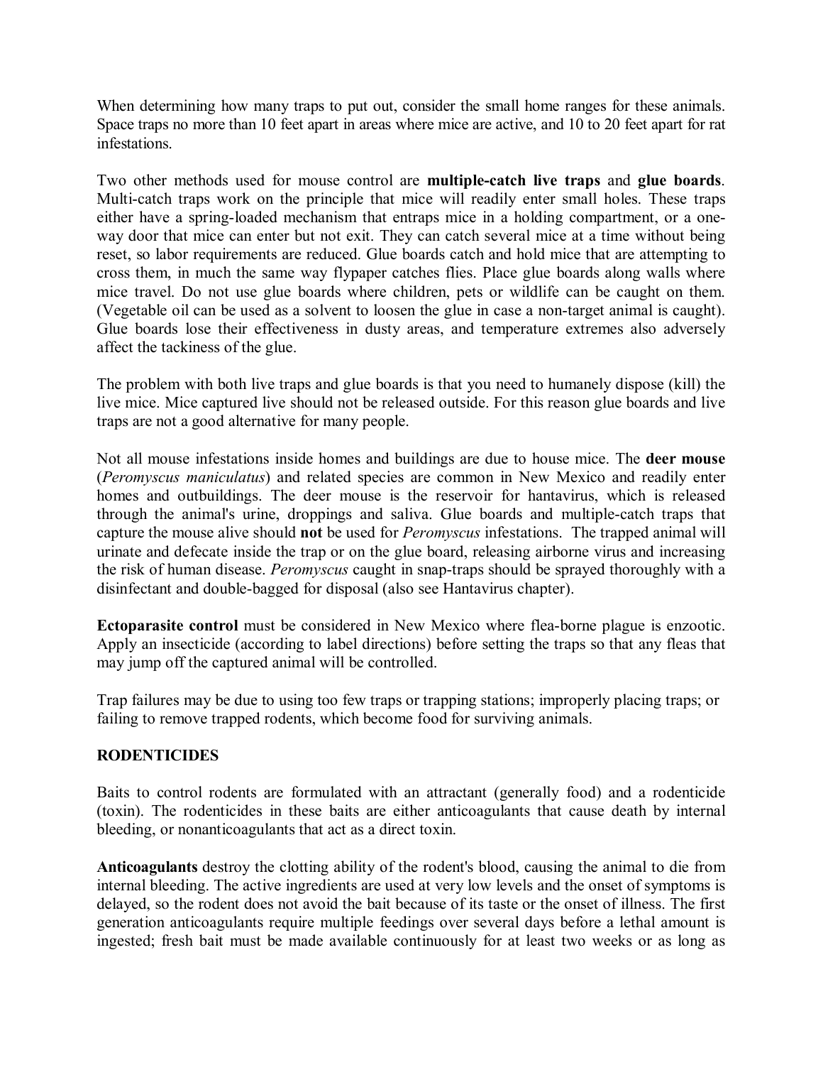When determining how many traps to put out, consider the small home ranges for these animals. Space traps no more than 10 feet apart in areas where mice are active, and 10 to 20 feet apart for rat infestations.

Two other methods used for mouse control are **multiple-catch live traps** and **glue boards**. Multi-catch traps work on the principle that mice will readily enter small holes. These traps either have a spring-loaded mechanism that entraps mice in a holding compartment, or a one-way door that mice can enter but not exit. They can catch several mice at a time without being reset, so labor requirements are reduced. Glue boards catch and hold mice that are attempting to cross them, in much the same way flypaper catches flies. Place glue boards along walls where mice travel. Do not use glue boards where children, pets or wildlife can be caught on them. (Vegetable oil can be used as a solvent to loosen the glue in case a non-target animal is caught). Glue boards lose their effectiveness in dusty areas, and temperature extremes also adversely affect the tackiness of the glue.

The problem with both live traps and glue boards is that you need to humanely dispose (kill) the live mice. Mice captured live should not be released outside. For this reason glue boards and live traps are not a good alternative for many people.

Not all mouse infestations inside homes and buildings are due to house mice. The **deer mouse** (*Peromyscus maniculatus*) and related species are common in New Mexico and readily enter homes and outbuildings. The deer mouse is the reservoir for hantavirus, which is released through the animal's urine, droppings and saliva. Glue boards and multiple-catch traps that capture the mouse alive should **not** be used for *Peromyscus* infestations. The trapped animal will urinate and defecate inside the trap or on the glue board, releasing airborne virus and increasing the risk of human disease. *Peromyscus* caught in snap-traps should be sprayed thoroughly with a disinfectant and double-bagged for disposal (also see Hantavirus chapter).

**Ectoparasite control** must be considered in New Mexico where flea-borne plague is enzootic. Apply an insecticide (according to label directions) before setting the traps so that any fleas that may jump off the captured animal will be controlled.

Trap failures may be due to using too few traps or trapping stations; improperly placing traps; or failing to remove trapped rodents, which become food for surviving animals.

## RODENTICIDES

Baits to control rodents are formulated with an attractant (generally food) and a rodenticide (toxin). The rodenticides in these baits are either anticoagulants that cause death by internal bleeding, or nonanticoagulants that act as a direct toxin.

**Anticoagulants** destroy the clotting ability of the rodent's blood, causing the animal to die from internal bleeding. The active ingredients are used at very low levels and the onset of symptoms is delayed, so the rodent does not avoid the bait because of its taste or the onset of illness. The first generation anticoagulants require multiple feedings over several days before a lethal amount is ingested; fresh bait must be made available continuously for at least two weeks or as long as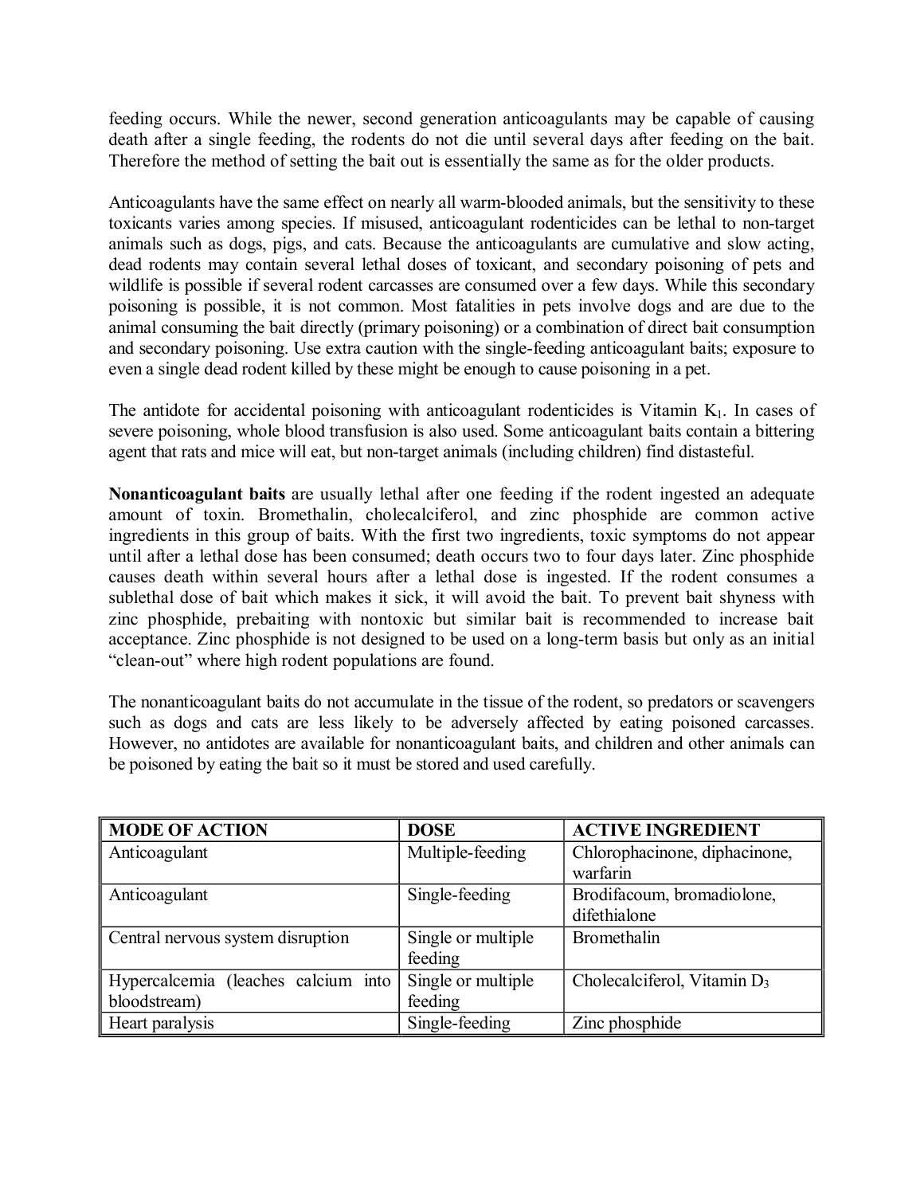feeding occurs. While the newer, second generation anticoagulants may be capable of causing death after a single feeding, the rodents do not die until several days after feeding on the bait. Therefore the method of setting the bait out is essentially the same as for the older products.

Anticoagulants have the same effect on nearly all warm-blooded animals, but the sensitivity to these toxicants varies among species. If misused, anticoagulant rodenticides can be lethal to non-target animals such as dogs, pigs, and cats. Because the anticoagulants are cumulative and slow acting, dead rodents may contain several lethal doses of toxicant, and secondary poisoning of pets and wildlife is possible if several rodent carcasses are consumed over a few days. While this secondary poisoning is possible, it is not common. Most fatalities in pets involve dogs and are due to the animal consuming the bait directly (primary poisoning) or a combination of direct bait consumption and secondary poisoning. Use extra caution with the single-feeding anticoagulant baits; exposure to even a single dead rodent killed by these might be enough to cause poisoning in a pet.

The antidote for accidental poisoning with anticoagulant rodenticides is Vitamin $K_1$. In cases of severe poisoning, whole blood transfusion is also used. Some anticoagulant baits contain a bittering agent that rats and mice will eat, but non-target animals (including children) find distasteful.

**Nonanticoagulant baits** are usually lethal after one feeding if the rodent ingested an adequate amount of toxin. Bromethalin, cholecalciferol, and zinc phosphide are common active ingredients in this group of baits. With the first two ingredients, toxic symptoms do not appear until after a lethal dose has been consumed; death occurs two to four days later. Zinc phosphide causes death within several hours after a lethal dose is ingested. If the rodent consumes a sublethal dose of bait which makes it sick, it will avoid the bait. To prevent bait shyness with zinc phosphide, prebaiting with nontoxic but similar bait is recommended to increase bait acceptance. Zinc phosphide is not designed to be used on a long-term basis but only as an initial "clean-out" where high rodent populations are found.

The nonanticoagulant baits do not accumulate in the tissue of the rodent, so predators or scavengers such as dogs and cats are less likely to be adversely affected by eating poisoned carcasses. However, no antidotes are available for nonanticoagulant baits, and children and other animals can be poisoned by eating the bait so it must be stored and used carefully.

| MODE OF ACTION | DOSE | ACTIVE INGREDIENT |
|---|---|---|
| Anticoagulant | Multiple-feeding | Chlorophacinone, diphacinone, warfarin |
| Anticoagulant | Single-feeding | Brodifacoum, bromadiolone, difethialone |
| Central nervous system disruption | Single or multiple feeding | Bromethalin |
| Hypercalcemia (leaches calcium into bloodstream) | Single or multiple feeding | Cholecalciferol, Vitamin $D_3$ |
| Heart paralysis | Single-feeding | Zinc phosphide |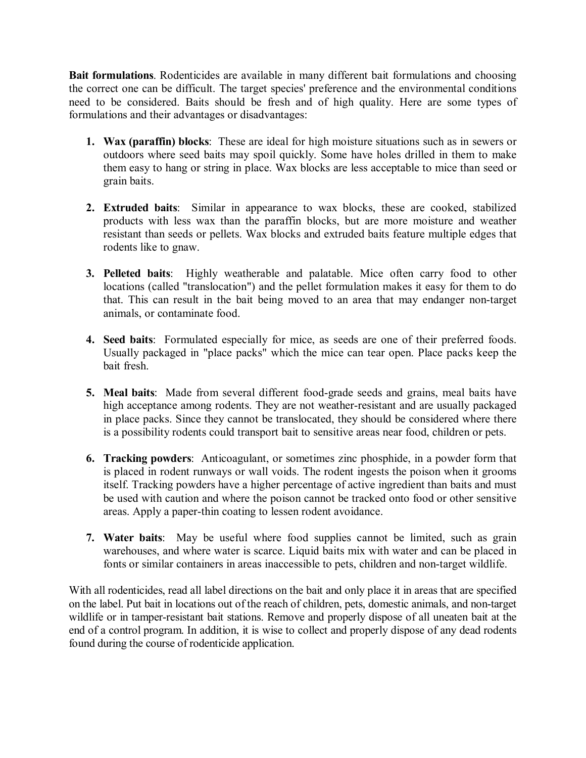**Bait formulations**. Rodenticides are available in many different bait formulations and choosing the correct one can be difficult. The target species' preference and the environmental conditions need to be considered. Baits should be fresh and of high quality. Here are some types of formulations and their advantages or disadvantages:

1. **Wax (paraffin) blocks**: These are ideal for high moisture situations such as in sewers or outdoors where seed baits may spoil quickly. Some have holes drilled in them to make them easy to hang or string in place. Wax blocks are less acceptable to mice than seed or grain baits.

2. **Extruded baits**: Similar in appearance to wax blocks, these are cooked, stabilized products with less wax than the paraffin blocks, but are more moisture and weather resistant than seeds or pellets. Wax blocks and extruded baits feature multiple edges that rodents like to gnaw.

3. **Pelleted baits**: Highly weatherable and palatable. Mice often carry food to other locations (called "translocation") and the pellet formulation makes it easy for them to do that. This can result in the bait being moved to an area that may endanger non-target animals, or contaminate food.

4. **Seed baits**: Formulated especially for mice, as seeds are one of their preferred foods. Usually packaged in "place packs" which the mice can tear open. Place packs keep the bait fresh.

5. **Meal baits**: Made from several different food-grade seeds and grains, meal baits have high acceptance among rodents. They are not weather-resistant and are usually packaged in place packs. Since they cannot be translocated, they should be considered where there is a possibility rodents could transport bait to sensitive areas near food, children or pets.

6. **Tracking powders**: Anticoagulant, or sometimes zinc phosphide, in a powder form that is placed in rodent runways or wall voids. The rodent ingests the poison when it grooms itself. Tracking powders have a higher percentage of active ingredient than baits and must be used with caution and where the poison cannot be tracked onto food or other sensitive areas. Apply a paper-thin coating to lessen rodent avoidance.

7. **Water baits**: May be useful where food supplies cannot be limited, such as grain warehouses, and where water is scarce. Liquid baits mix with water and can be placed in fonts or similar containers in areas inaccessible to pets, children and non-target wildlife.

With all rodenticides, read all label directions on the bait and only place it in areas that are specified on the label. Put bait in locations out of the reach of children, pets, domestic animals, and non-target wildlife or in tamper-resistant bait stations. Remove and properly dispose of all uneaten bait at the end of a control program. In addition, it is wise to collect and properly dispose of any dead rodents found during the course of rodenticide application.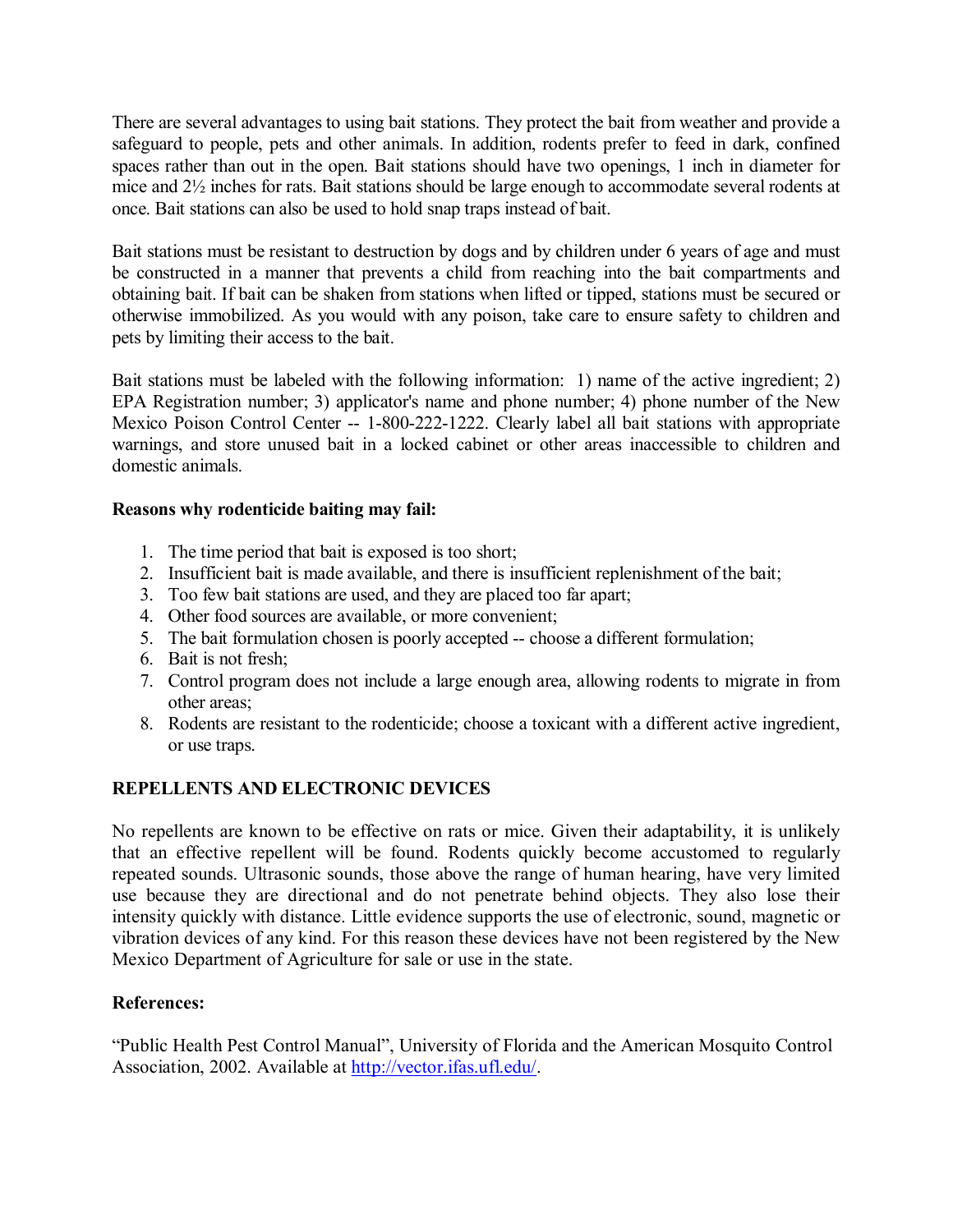There are several advantages to using bait stations. They protect the bait from weather and provide a safeguard to people, pets and other animals. In addition, rodents prefer to feed in dark, confined spaces rather than out in the open. Bait stations should have two openings, 1 inch in diameter for mice and 2½ inches for rats. Bait stations should be large enough to accommodate several rodents at once. Bait stations can also be used to hold snap traps instead of bait.

Bait stations must be resistant to destruction by dogs and by children under 6 years of age and must be constructed in a manner that prevents a child from reaching into the bait compartments and obtaining bait. If bait can be shaken from stations when lifted or tipped, stations must be secured or otherwise immobilized. As you would with any poison, take care to ensure safety to children and pets by limiting their access to the bait.

Bait stations must be labeled with the following information: 1) name of the active ingredient; 2) EPA Registration number; 3) applicator's name and phone number; 4) phone number of the New Mexico Poison Control Center -- 1-800-222-1222. Clearly label all bait stations with appropriate warnings, and store unused bait in a locked cabinet or other areas inaccessible to children and domestic animals.

**Reasons why rodenticide baiting may fail:**

1. The time period that bait is exposed is too short;
2. Insufficient bait is made available, and there is insufficient replenishment of the bait;
3. Too few bait stations are used, and they are placed too far apart;
4. Other food sources are available, or more convenient;
5. The bait formulation chosen is poorly accepted -- choose a different formulation;
6. Bait is not fresh;
7. Control program does not include a large enough area, allowing rodents to migrate in from other areas;
8. Rodents are resistant to the rodenticide; choose a toxicant with a different active ingredient, or use traps.

**REPELLENTS AND ELECTRONIC DEVICES**

No repellents are known to be effective on rats or mice. Given their adaptability, it is unlikely that an effective repellent will be found. Rodents quickly become accustomed to regularly repeated sounds. Ultrasonic sounds, those above the range of human hearing, have very limited use because they are directional and do not penetrate behind objects. They also lose their intensity quickly with distance. Little evidence supports the use of electronic, sound, magnetic or vibration devices of any kind. For this reason these devices have not been registered by the New Mexico Department of Agriculture for sale or use in the state.

**References:**

"Public Health Pest Control Manual", University of Florida and the American Mosquito Control Association, 2002. Available at http://vector.ifas.ufl.edu/.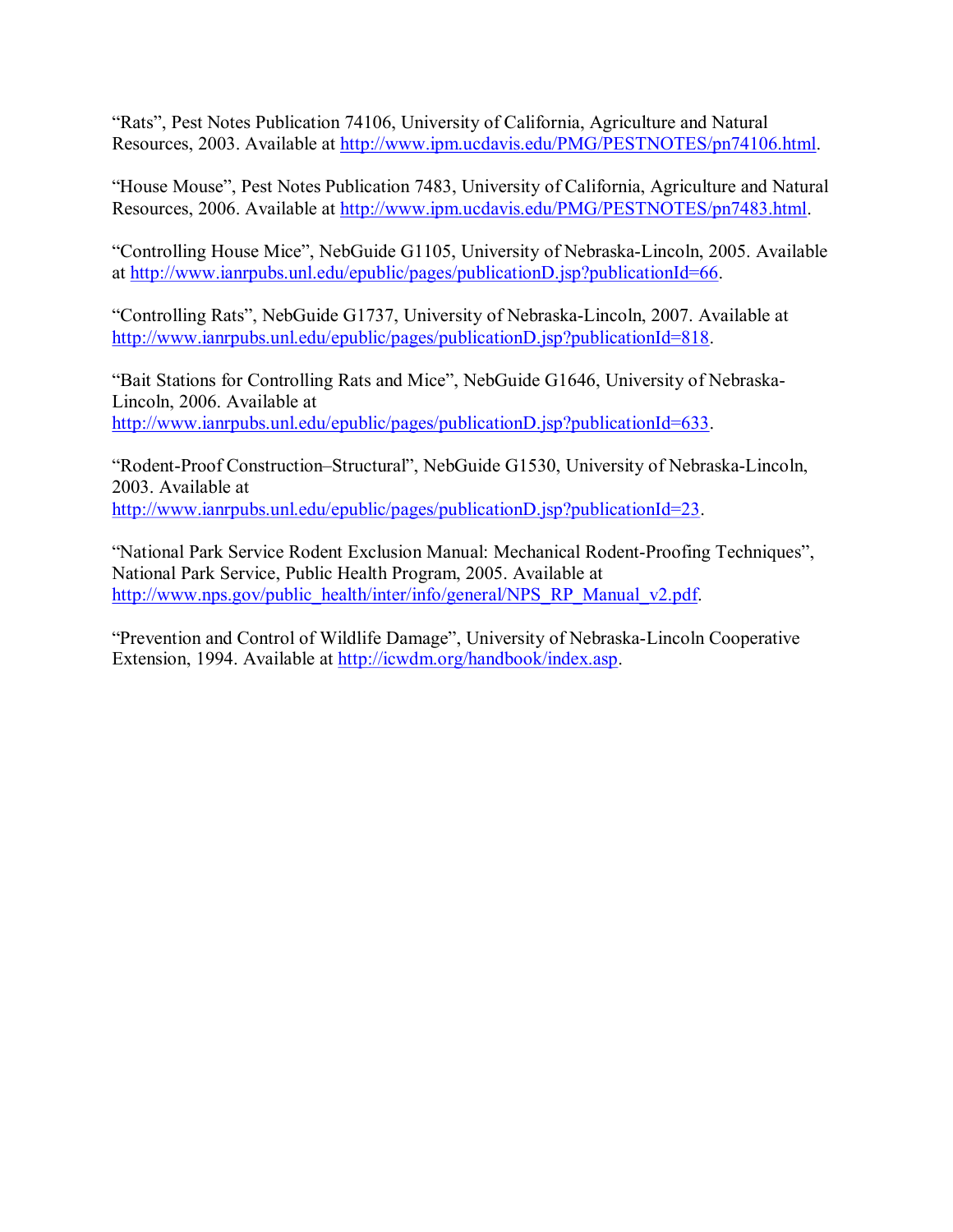"Rats", Pest Notes Publication 74106, University of California, Agriculture and Natural Resources, 2003. Available at http://www.ipm.ucdavis.edu/PMG/PESTNOTES/pn74106.html.

"House Mouse", Pest Notes Publication 7483, University of California, Agriculture and Natural Resources, 2006. Available at http://www.ipm.ucdavis.edu/PMG/PESTNOTES/pn7483.html.

"Controlling House Mice", NebGuide G1105, University of Nebraska-Lincoln, 2005. Available at http://www.ianrpubs.unl.edu/epublic/pages/publicationD.jsp?publicationId=66.

"Controlling Rats", NebGuide G1737, University of Nebraska-Lincoln, 2007. Available at http://www.ianrpubs.unl.edu/epublic/pages/publicationD.jsp?publicationId=818.

"Bait Stations for Controlling Rats and Mice", NebGuide G1646, University of Nebraska-Lincoln, 2006. Available at http://www.ianrpubs.unl.edu/epublic/pages/publicationD.jsp?publicationId=633.

"Rodent-Proof Construction–Structural", NebGuide G1530, University of Nebraska-Lincoln, 2003. Available at http://www.ianrpubs.unl.edu/epublic/pages/publicationD.jsp?publicationId=23.

"National Park Service Rodent Exclusion Manual: Mechanical Rodent-Proofing Techniques", National Park Service, Public Health Program, 2005. Available at http://www.nps.gov/public_health/inter/info/general/NPS_RP_Manual_v2.pdf.

"Prevention and Control of Wildlife Damage", University of Nebraska-Lincoln Cooperative Extension, 1994. Available at http://icwdm.org/handbook/index.asp.